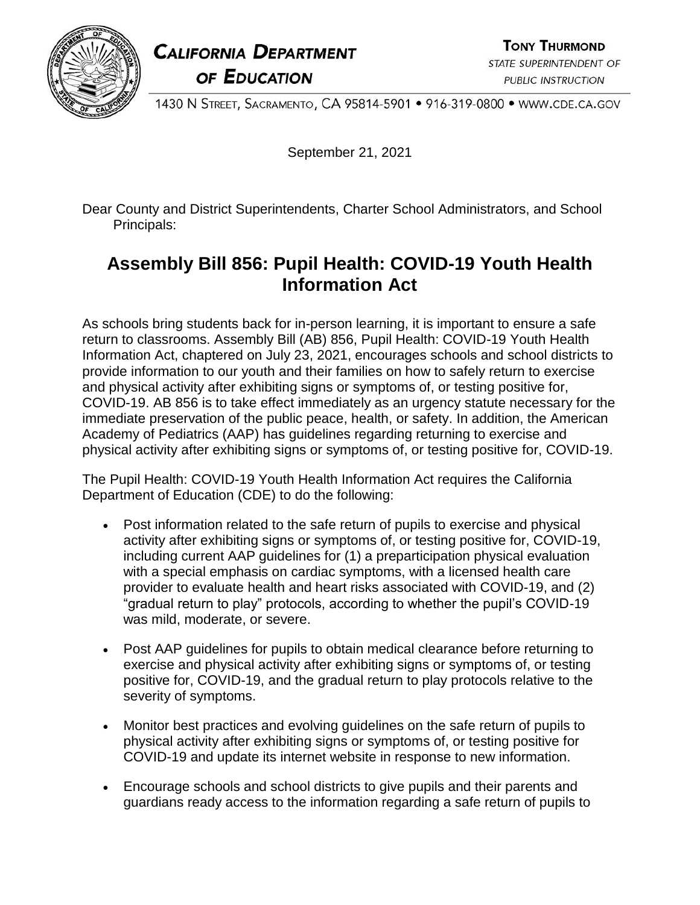**CALIFORNIA DEPARTMENT OF EDUCATION**

**TONY THURMOND**
STATE SUPERINTENDENT OF PUBLIC INSTRUCTION

1430 N STREET, SACRAMENTO, CA 95814-5901 • 916-319-0800 • WWW.CDE.CA.GOV

September 21, 2021

Dear County and District Superintendents, Charter School Administrators, and School Principals:

# Assembly Bill 856: Pupil Health: COVID-19 Youth Health Information Act

As schools bring students back for in-person learning, it is important to ensure a safe return to classrooms. Assembly Bill (AB) 856, Pupil Health: COVID-19 Youth Health Information Act, chaptered on July 23, 2021, encourages schools and school districts to provide information to our youth and their families on how to safely return to exercise and physical activity after exhibiting signs or symptoms of, or testing positive for, COVID-19. AB 856 is to take effect immediately as an urgency statute necessary for the immediate preservation of the public peace, health, or safety. In addition, the American Academy of Pediatrics (AAP) has guidelines regarding returning to exercise and physical activity after exhibiting signs or symptoms of, or testing positive for, COVID-19.

The Pupil Health: COVID-19 Youth Health Information Act requires the California Department of Education (CDE) to do the following:

- Post information related to the safe return of pupils to exercise and physical activity after exhibiting signs or symptoms of, or testing positive for, COVID-19, including current AAP guidelines for (1) a preparticipation physical evaluation with a special emphasis on cardiac symptoms, with a licensed health care provider to evaluate health and heart risks associated with COVID-19, and (2) "gradual return to play" protocols, according to whether the pupil's COVID-19 was mild, moderate, or severe.
- Post AAP guidelines for pupils to obtain medical clearance before returning to exercise and physical activity after exhibiting signs or symptoms of, or testing positive for, COVID-19, and the gradual return to play protocols relative to the severity of symptoms.
- Monitor best practices and evolving guidelines on the safe return of pupils to physical activity after exhibiting signs or symptoms of, or testing positive for COVID-19 and update its internet website in response to new information.
- Encourage schools and school districts to give pupils and their parents and guardians ready access to the information regarding a safe return of pupils to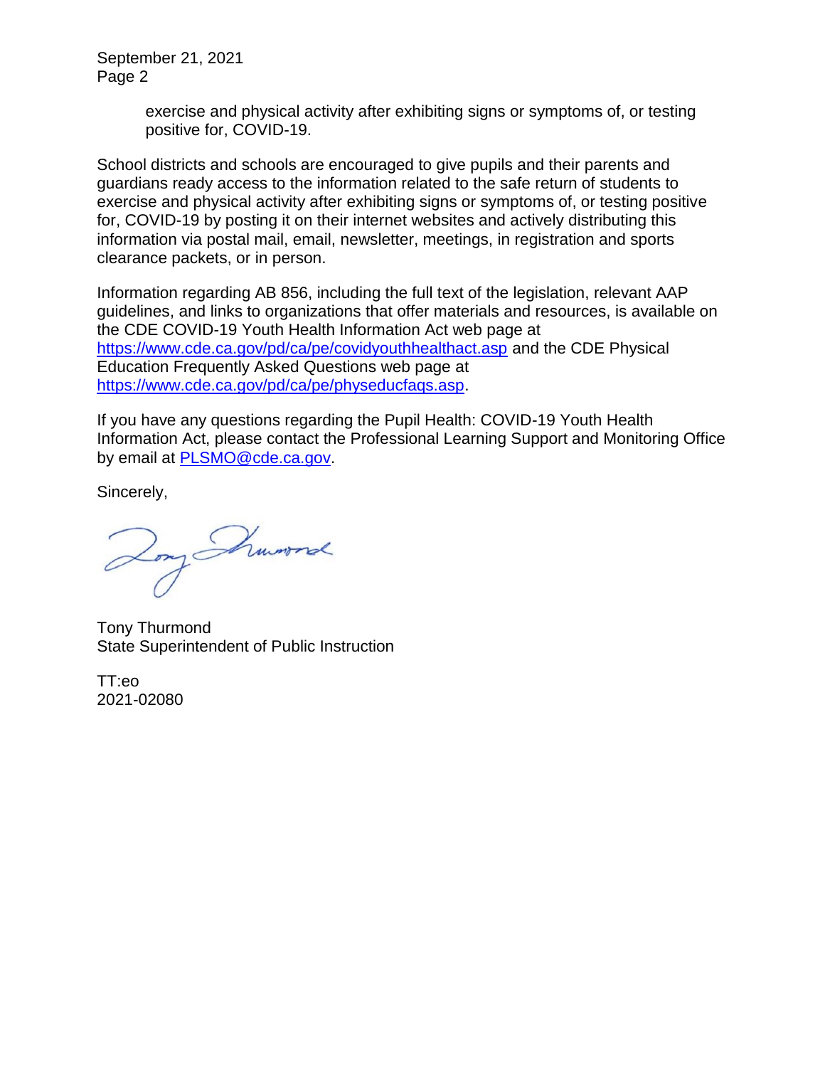exercise and physical activity after exhibiting signs or symptoms of, or testing positive for, COVID-19.

School districts and schools are encouraged to give pupils and their parents and guardians ready access to the information related to the safe return of students to exercise and physical activity after exhibiting signs or symptoms of, or testing positive for, COVID-19 by posting it on their internet websites and actively distributing this information via postal mail, email, newsletter, meetings, in registration and sports clearance packets, or in person.

Information regarding AB 856, including the full text of the legislation, relevant AAP guidelines, and links to organizations that offer materials and resources, is available on the CDE COVID-19 Youth Health Information Act web page at https://www.cde.ca.gov/pd/ca/pe/covidyouthhealthact.asp and the CDE Physical Education Frequently Asked Questions web page at https://www.cde.ca.gov/pd/ca/pe/physeducfaqs.asp.

If you have any questions regarding the Pupil Health: COVID-19 Youth Health Information Act, please contact the Professional Learning Support and Monitoring Office by email at PLSMO@cde.ca.gov.

Sincerely,

Tony Thurmond
State Superintendent of Public Instruction

TT:eo
2021-02080